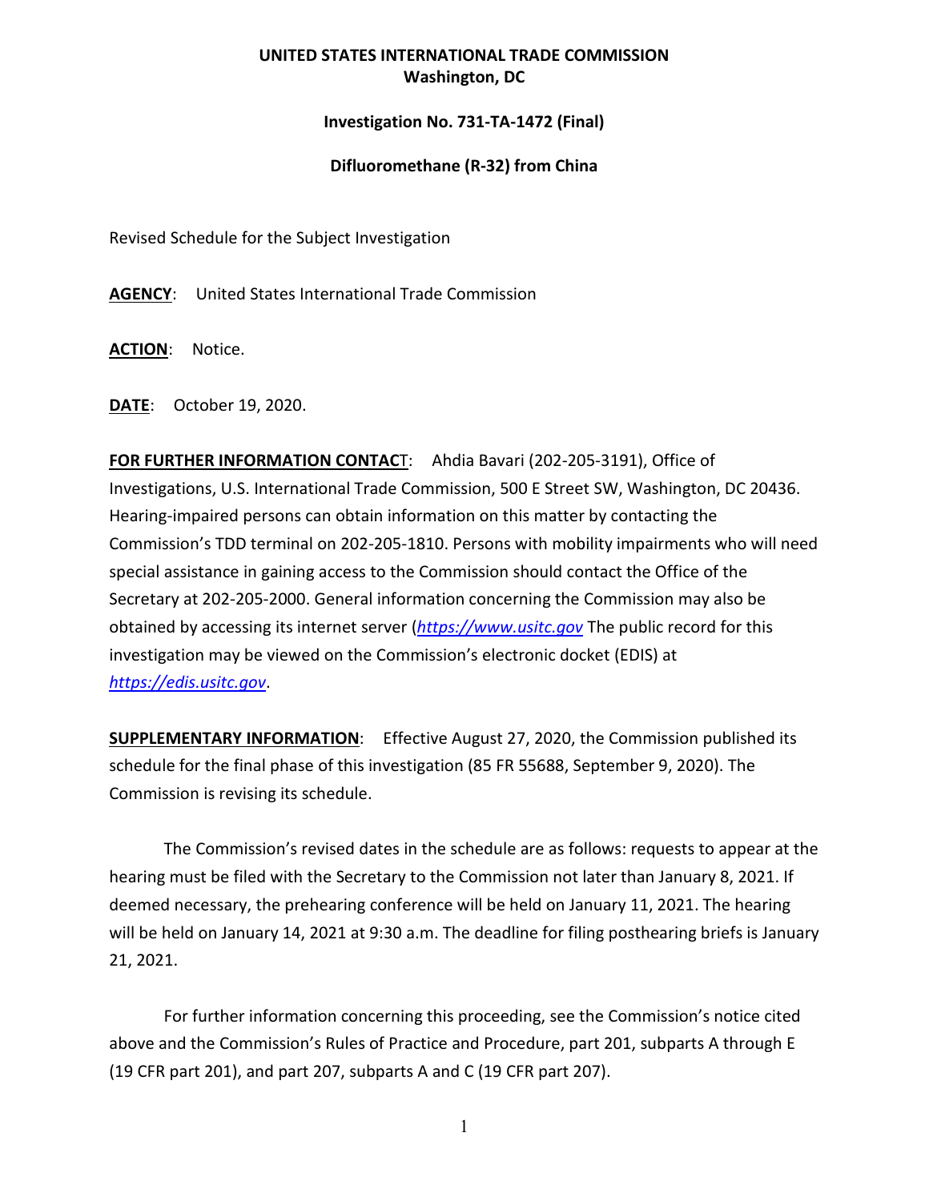**UNITED STATES INTERNATIONAL TRADE COMMISSION**
**Washington, DC**

**Investigation No. 731-TA-1472 (Final)**

**Difluoromethane (R-32) from China**

Revised Schedule for the Subject Investigation

**AGENCY**: United States International Trade Commission

**ACTION**: Notice.

**DATE**: October 19, 2020.

**FOR FURTHER INFORMATION CONTACT**: Ahdia Bavari (202-205-3191), Office of Investigations, U.S. International Trade Commission, 500 E Street SW, Washington, DC 20436. Hearing-impaired persons can obtain information on this matter by contacting the Commission's TDD terminal on 202-205-1810. Persons with mobility impairments who will need special assistance in gaining access to the Commission should contact the Office of the Secretary at 202-205-2000. General information concerning the Commission may also be obtained by accessing its internet server (*https://www.usitc.gov* The public record for this investigation may be viewed on the Commission's electronic docket (EDIS) at *https://edis.usitc.gov*.

**SUPPLEMENTARY INFORMATION**: Effective August 27, 2020, the Commission published its schedule for the final phase of this investigation (85 FR 55688, September 9, 2020). The Commission is revising its schedule.

The Commission's revised dates in the schedule are as follows: requests to appear at the hearing must be filed with the Secretary to the Commission not later than January 8, 2021. If deemed necessary, the prehearing conference will be held on January 11, 2021. The hearing will be held on January 14, 2021 at 9:30 a.m. The deadline for filing posthearing briefs is January 21, 2021.

For further information concerning this proceeding, see the Commission's notice cited above and the Commission's Rules of Practice and Procedure, part 201, subparts A through E (19 CFR part 201), and part 207, subparts A and C (19 CFR part 207).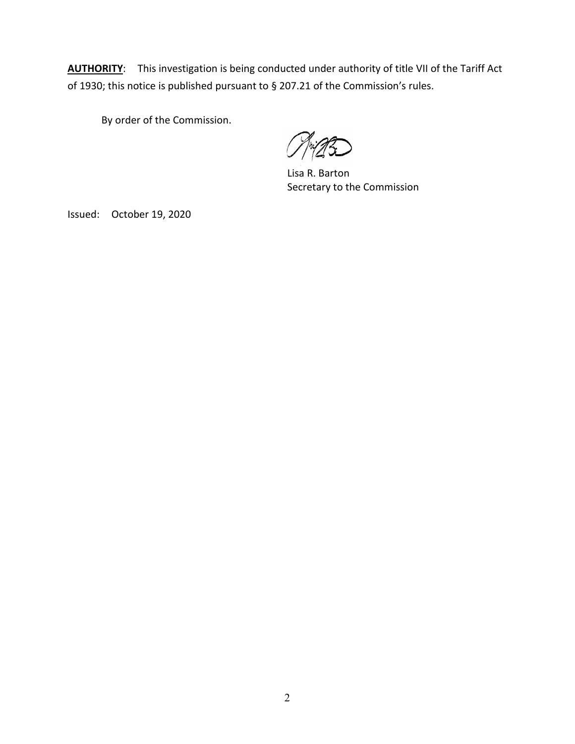**AUTHORITY**: This investigation is being conducted under authority of title VII of the Tariff Act of 1930; this notice is published pursuant to § 207.21 of the Commission's rules.

By order of the Commission.

Lisa R. Barton
Secretary to the Commission

Issued: October 19, 2020